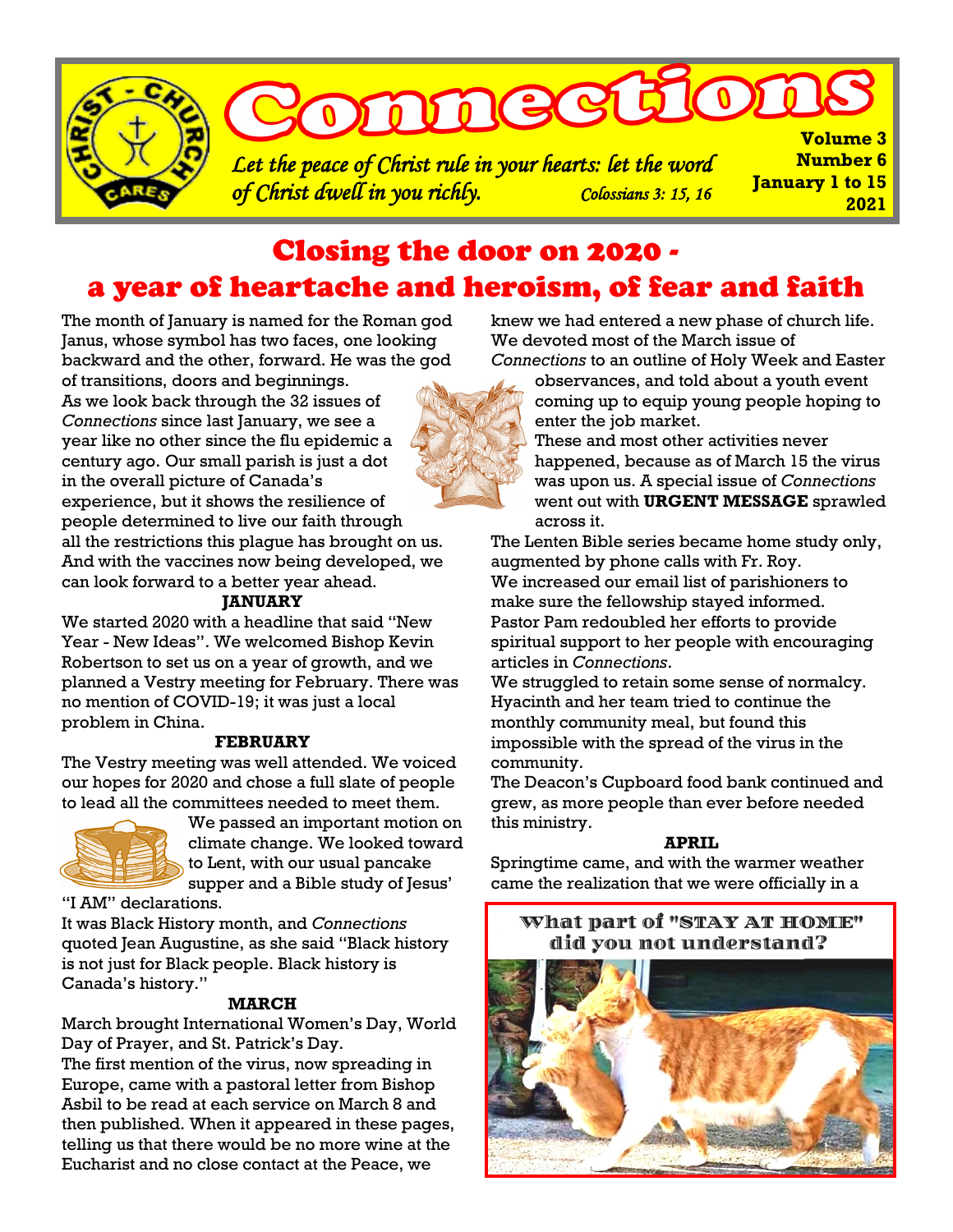# Connections

*Let the peace of Christ rule in your hearts: let the word of Christ dwell in you richly.* *Colossians 3: 15, 16*

**Volume 3**
**Number 6**
**January 1 to 15 2021**

## Closing the door on 2020 - a year of heartache and heroism, of fear and faith

The month of January is named for the Roman god Janus, whose symbol has two faces, one looking backward and the other, forward. He was the god of transitions, doors and beginnings.

As we look back through the 32 issues of *Connections* since last January, we see a year like no other since the flu epidemic a century ago. Our small parish is just a dot in the overall picture of Canada's experience, but it shows the resilience of people determined to live our faith through all the restrictions this plague has brought on us. And with the vaccines now being developed, we can look forward to a better year ahead.

**JANUARY**

We started 2020 with a headline that said "New Year - New Ideas". We welcomed Bishop Kevin Robertson to set us on a year of growth, and we planned a Vestry meeting for February. There was no mention of COVID-19; it was just a local problem in China.

**FEBRUARY**

The Vestry meeting was well attended. We voiced our hopes for 2020 and chose a full slate of people to lead all the committees needed to meet them. We passed an important motion on climate change. We looked toward to Lent, with our usual pancake supper and a Bible study of Jesus' "I AM" declarations.

It was Black History month, and *Connections* quoted Jean Augustine, as she said "Black history is not just for Black people. Black history is Canada's history."

**MARCH**

March brought International Women's Day, World Day of Prayer, and St. Patrick's Day.

The first mention of the virus, now spreading in Europe, came with a pastoral letter from Bishop Asbil to be read at each service on March 8 and then published. When it appeared in these pages, telling us that there would be no more wine at the Eucharist and no close contact at the Peace, we knew we had entered a new phase of church life. We devoted most of the March issue of *Connections* to an outline of Holy Week and Easter observances, and told about a youth event coming up to equip young people hoping to enter the job market.

These and most other activities never happened, because as of March 15 the virus was upon us. A special issue of *Connections* went out with **URGENT MESSAGE** sprawled across it.

The Lenten Bible series became home study only, augmented by phone calls with Fr. Roy.

We increased our email list of parishioners to make sure the fellowship stayed informed.

Pastor Pam redoubled her efforts to provide spiritual support to her people with encouraging articles in *Connections*.

We struggled to retain some sense of normalcy. Hyacinth and her team tried to continue the monthly community meal, but found this impossible with the spread of the virus in the community.

The Deacon's Cupboard food bank continued and grew, as more people than ever before needed this ministry.

**APRIL**

Springtime came, and with the warmer weather came the realization that we were officially in a

What part of "STAY AT HOME" did you not understand?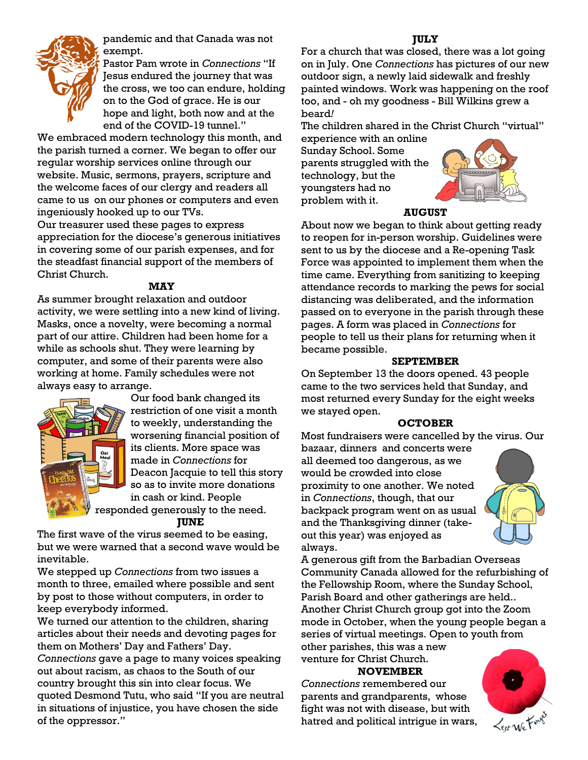pandemic and that Canada was not exempt.

Pastor Pam wrote in *Connections* "If Jesus endured the journey that was the cross, we too can endure, holding on to the God of grace. He is our hope and light, both now and at the end of the COVID-19 tunnel."

We embraced modern technology this month, and the parish turned a corner. We began to offer our regular worship services online through our website. Music, sermons, prayers, scripture and the welcome faces of our clergy and readers all came to us on our phones or computers and even ingeniously hooked up to our TVs.

Our treasurer used these pages to express appreciation for the diocese's generous initiatives in covering some of our parish expenses, and for the steadfast financial support of the members of Christ Church.

**MAY**

As summer brought relaxation and outdoor activity, we were settling into a new kind of living. Masks, once a novelty, were becoming a normal part of our attire. Children had been home for a while as schools shut. They were learning by computer, and some of their parents were also working at home. Family schedules were not always easy to arrange.

Our food bank changed its restriction of one visit a month to weekly, understanding the worsening financial position of its clients. More space was made in *Connections* for Deacon Jacquie to tell this story so as to invite more donations in cash or kind. People responded generously to the need.

**JUNE**

The first wave of the virus seemed to be easing, but we were warned that a second wave would be inevitable.

We stepped up *Connections* from two issues a month to three, emailed where possible and sent by post to those without computers, in order to keep everybody informed.

We turned our attention to the children, sharing articles about their needs and devoting pages for them on Mothers' Day and Fathers' Day.

*Connections* gave a page to many voices speaking out about racism, as chaos to the South of our country brought this sin into clear focus. We quoted Desmond Tutu, who said "If you are neutral in situations of injustice, you have chosen the side of the oppressor."

**JULY**

For a church that was closed, there was a lot going on in July. One *Connections* has pictures of our new outdoor sign, a newly laid sidewalk and freshly painted windows. Work was happening on the roof too, and - oh my goodness - Bill Wilkins grew a beard!

The children shared in the Christ Church "virtual" experience with an online Sunday School. Some parents struggled with the technology, but the youngsters had no problem with it.

**AUGUST**

About now we began to think about getting ready to reopen for in-person worship. Guidelines were sent to us by the diocese and a Re-opening Task Force was appointed to implement them when the time came. Everything from sanitizing to keeping attendance records to marking the pews for social distancing was deliberated, and the information passed on to everyone in the parish through these pages. A form was placed in *Connections* for people to tell us their plans for returning when it became possible.

**SEPTEMBER**

On September 13 the doors opened. 43 people came to the two services held that Sunday, and most returned every Sunday for the eight weeks we stayed open.

**OCTOBER**

Most fundraisers were cancelled by the virus. Our bazaar, dinners and concerts were all deemed too dangerous, as we would be crowded into close proximity to one another. We noted in *Connections*, though, that our backpack program went on as usual and the Thanksgiving dinner (take-out this year) was enjoyed as always.

A generous gift from the Barbadian Overseas Community Canada allowed for the refurbishing of the Fellowship Room, where the Sunday School, Parish Board and other gatherings are held..

Another Christ Church group got into the Zoom mode in October, when the young people began a series of virtual meetings. Open to youth from other parishes, this was a new venture for Christ Church.

**NOVEMBER**

*Connections* remembered our parents and grandparents, whose fight was not with disease, but with hatred and political intrigue in wars,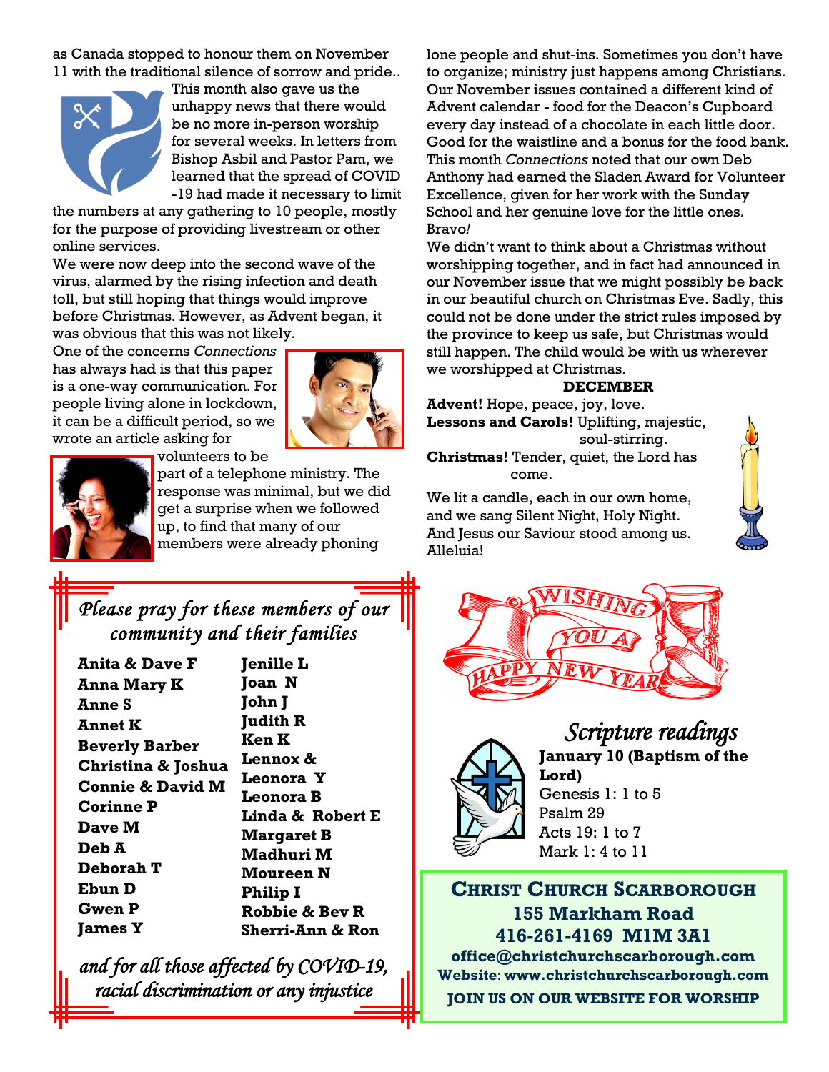as Canada stopped to honour them on November 11 with the traditional silence of sorrow and pride.. This month also gave us the unhappy news that there would be no more in-person worship for several weeks. In letters from Bishop Asbil and Pastor Pam, we learned that the spread of COVID-19 had made it necessary to limit the numbers at any gathering to 10 people, mostly for the purpose of providing livestream or other online services.

We were now deep into the second wave of the virus, alarmed by the rising infection and death toll, but still hoping that things would improve before Christmas. However, as Advent began, it was obvious that this was not likely.

One of the concerns *Connections* has always had is that this paper is a one-way communication. For people living alone in lockdown, it can be a difficult period, so we wrote an article asking for volunteers to be part of a telephone ministry. The response was minimal, but we did get a surprise when we followed up, to find that many of our members were already phoning lone people and shut-ins. Sometimes you don't have to organize; ministry just happens among Christians. Our November issues contained a different kind of Advent calendar - food for the Deacon's Cupboard every day instead of a chocolate in each little door. Good for the waistline and a bonus for the food bank. This month *Connections* noted that our own Deb Anthony had earned the Sladen Award for Volunteer Excellence, given for her work with the Sunday School and her genuine love for the little ones. Bravo*!*

We didn't want to think about a Christmas without worshipping together, and in fact had announced in our November issue that we might possibly be back in our beautiful church on Christmas Eve. Sadly, this could not be done under the strict rules imposed by the province to keep us safe, but Christmas would still happen. The child would be with us wherever we worshipped at Christmas.

**DECEMBER**

**Advent!** Hope, peace, joy, love.
**Lessons and Carols!** Uplifting, majestic, soul-stirring.
**Christmas!** Tender, quiet, the Lord has come.

We lit a candle, each in our own home,
and we sang Silent Night, Holy Night.
And Jesus our Saviour stood among us.
Alleluia!

## *Please pray for these members of our community and their families*

**Anita & Dave F**
**Anna Mary K**
**Anne S**
**Annet K**
**Beverly Barber**
**Christina & Joshua**
**Connie & David M**
**Corinne P**
**Dave M**
**Deb A**
**Deborah T**
**Ebun D**
**Gwen P**
**James Y**
**Jenille L**
**Joan N**
**John J**
**Judith R**
**Ken K**
**Lennox &**
**Leonora Y**
**Leonora B**
**Linda & Robert E**
**Margaret B**
**Madhuri M**
**Moureen N**
**Philip I**
**Robbie & Bev R**
**Sherri-Ann & Ron**

*and for all those affected by COVID-19, racial discrimination or any injustice*

WISHING YOU A HAPPY NEW YEAR

## *Scripture readings*

**January 10 (Baptism of the Lord)**
Genesis 1: 1 to 5
Psalm 29
Acts 19: 1 to 7
Mark 1: 4 to 11

**CHRIST CHURCH SCARBOROUGH**
**155 Markham Road**
**416-261-4169 M1M 3A1**
**office@christchurchscarborough.com**
**Website: www.christchurchscarborough.com**
**JOIN US ON OUR WEBSITE FOR WORSHIP**